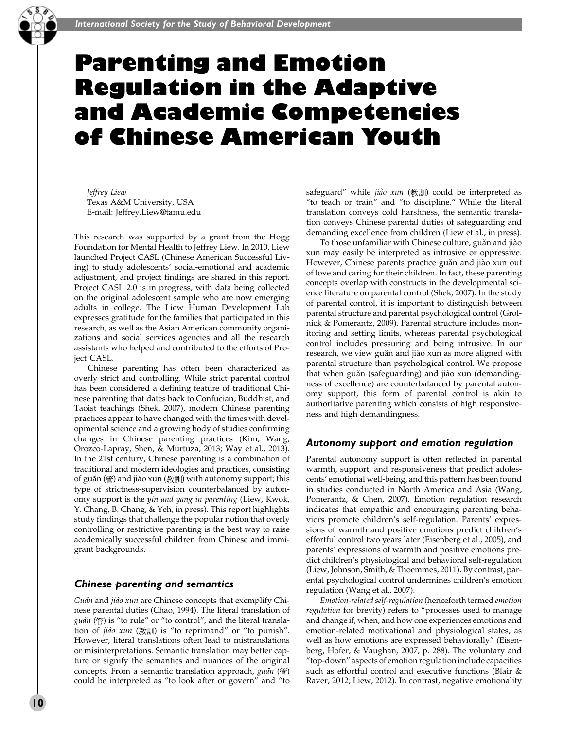# Parenting and Emotion Regulation in the Adaptive and Academic Competencies of Chinese American Youth

*Jeffrey Liew*
Texas A&M University, USA
E-mail: Jeffrey.Liew@tamu.edu

This research was supported by a grant from the Hogg Foundation for Mental Health to Jeffrey Liew. In 2010, Liew launched Project CASL (Chinese American Successful Living) to study adolescents' social-emotional and academic adjustment, and project findings are shared in this report. Project CASL 2.0 is in progress, with data being collected on the original adolescent sample who are now emerging adults in college. The Liew Human Development Lab expresses gratitude for the families that participated in this research, as well as the Asian American community organizations and social services agencies and all the research assistants who helped and contributed to the efforts of Project CASL.

Chinese parenting has often been characterized as overly strict and controlling. While strict parental control has been considered a defining feature of traditional Chinese parenting that dates back to Confucian, Buddhist, and Taoist teachings (Shek, 2007), modern Chinese parenting practices appear to have changed with the times with developmental science and a growing body of studies confirming changes in Chinese parenting practices (Kim, Wang, Orozco-Lapray, Shen, & Murtuza, 2013; Way et al., 2013). In the 21st century, Chinese parenting is a combination of traditional and modern ideologies and practices, consisting of guǎn (管) and jiào xun (教訓) with autonomy support; this type of strictness-supervision counterbalanced by autonomy support is the *yin and yang in parenting* (Liew, Kwok, Y. Chang, B. Chang, & Yeh, in press). This report highlights study findings that challenge the popular notion that overly controlling or restrictive parenting is the best way to raise academically successful children from Chinese and immigrant backgrounds.

### Chinese parenting and semantics

*Guǎn* and *jiào xun* are Chinese concepts that exemplify Chinese parental duties (Chao, 1994). The literal translation of *guǎn* (管) is "to rule" or "to control", and the literal translation of *jiào xun* (教訓) is "to reprimand" or "to punish". However, literal translations often lead to mistranslations or misinterpretations. Semantic translation may better capture or signify the semantics and nuances of the original concepts. From a semantic translation approach, *guǎn* (管) could be interpreted as "to look after or govern" and "to safeguard" while *jiào xun* (教訓) could be interpreted as "to teach or train" and "to discipline." While the literal translation conveys cold harshness, the semantic translation conveys Chinese parental duties of safeguarding and demanding excellence from children (Liew et al., in press).

To those unfamiliar with Chinese culture, guǎn and jiào xun may easily be interpreted as intrusive or oppressive. However, Chinese parents practice guǎn and jiào xun out of love and caring for their children. In fact, these parenting concepts overlap with constructs in the developmental science literature on parental control (Shek, 2007). In the study of parental control, it is important to distinguish between parental structure and parental psychological control (Grolnick & Pomerantz, 2009). Parental structure includes monitoring and setting limits, whereas parental psychological control includes pressuring and being intrusive. In our research, we view guǎn and jiào xun as more aligned with parental structure than psychological control. We propose that when guǎn (safeguarding) and jiào xun (demandingness of excellence) are counterbalanced by parental autonomy support, this form of parental control is akin to authoritative parenting which consists of high responsiveness and high demandingness.

### Autonomy support and emotion regulation

Parental autonomy support is often reflected in parental warmth, support, and responsiveness that predict adolescents' emotional well-being, and this pattern has been found in studies conducted in North America and Asia (Wang, Pomerantz, & Chen, 2007). Emotion regulation research indicates that empathic and encouraging parenting behaviors promote children's self-regulation. Parents' expressions of warmth and positive emotions predict children's effortful control two years later (Eisenberg et al., 2005), and parents' expressions of warmth and positive emotions predict children's physiological and behavioral self-regulation (Liew, Johnson, Smith, & Thoemmes, 2011). By contrast, parental psychological control undermines children's emotion regulation (Wang et al., 2007).

*Emotion-related self-regulation* (henceforth termed *emotion regulation* for brevity) refers to "processes used to manage and change if, when, and how one experiences emotions and emotion-related motivational and physiological states, as well as how emotions are expressed behaviorally" (Eisenberg, Hofer, & Vaughan, 2007, p. 288). The voluntary and "top-down" aspects of emotion regulation include capacities such as effortful control and executive functions (Blair & Raver, 2012; Liew, 2012). In contrast, negative emotionality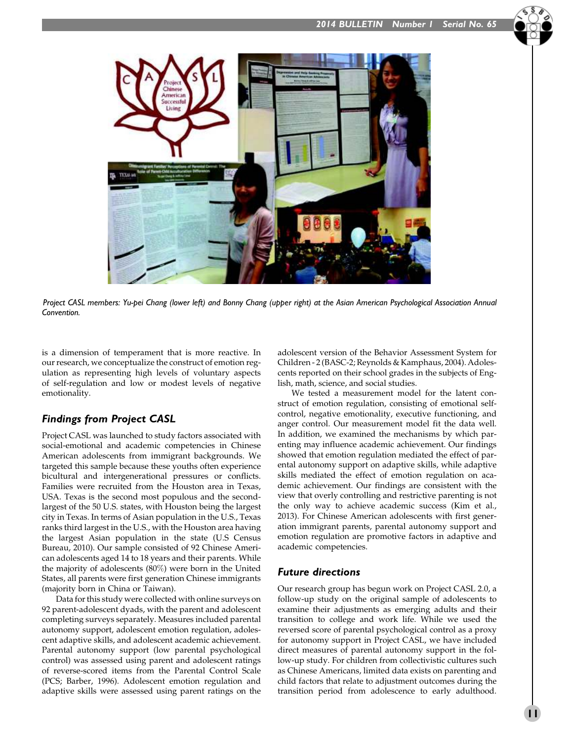*Project CASL members: Yu-pei Chang (lower left) and Bonny Chang (upper right) at the Asian American Psychological Association Annual Convention.*

is a dimension of temperament that is more reactive. In our research, we conceptualize the construct of emotion regulation as representing high levels of voluntary aspects of self-regulation and low or modest levels of negative emotionality.

### *Findings from Project CASL*

Project CASL was launched to study factors associated with social-emotional and academic competencies in Chinese American adolescents from immigrant backgrounds. We targeted this sample because these youths often experience bicultural and intergenerational pressures or conflicts. Families were recruited from the Houston area in Texas, USA. Texas is the second most populous and the second-largest of the 50 U.S. states, with Houston being the largest city in Texas. In terms of Asian population in the U.S., Texas ranks third largest in the U.S., with the Houston area having the largest Asian population in the state (U.S Census Bureau, 2010). Our sample consisted of 92 Chinese American adolescents aged 14 to 18 years and their parents. While the majority of adolescents (80%) were born in the United States, all parents were first generation Chinese immigrants (majority born in China or Taiwan).

Data for this study were collected with online surveys on 92 parent-adolescent dyads, with the parent and adolescent completing surveys separately. Measures included parental autonomy support, adolescent emotion regulation, adolescent adaptive skills, and adolescent academic achievement. Parental autonomy support (low parental psychological control) was assessed using parent and adolescent ratings of reverse-scored items from the Parental Control Scale (PCS; Barber, 1996). Adolescent emotion regulation and adaptive skills were assessed using parent ratings on the adolescent version of the Behavior Assessment System for Children - 2 (BASC-2; Reynolds & Kamphaus, 2004). Adolescents reported on their school grades in the subjects of English, math, science, and social studies.

We tested a measurement model for the latent construct of emotion regulation, consisting of emotional self-control, negative emotionality, executive functioning, and anger control. Our measurement model fit the data well. In addition, we examined the mechanisms by which parenting may influence academic achievement. Our findings showed that emotion regulation mediated the effect of parental autonomy support on adaptive skills, while adaptive skills mediated the effect of emotion regulation on academic achievement. Our findings are consistent with the view that overly controlling and restrictive parenting is not the only way to achieve academic success (Kim et al., 2013). For Chinese American adolescents with first generation immigrant parents, parental autonomy support and emotion regulation are promotive factors in adaptive and academic competencies.

### *Future directions*

Our research group has begun work on Project CASL 2.0, a follow-up study on the original sample of adolescents to examine their adjustments as emerging adults and their transition to college and work life. While we used the reversed score of parental psychological control as a proxy for autonomy support in Project CASL, we have included direct measures of parental autonomy support in the follow-up study. For children from collectivistic cultures such as Chinese Americans, limited data exists on parenting and child factors that relate to adjustment outcomes during the transition period from adolescence to early adulthood.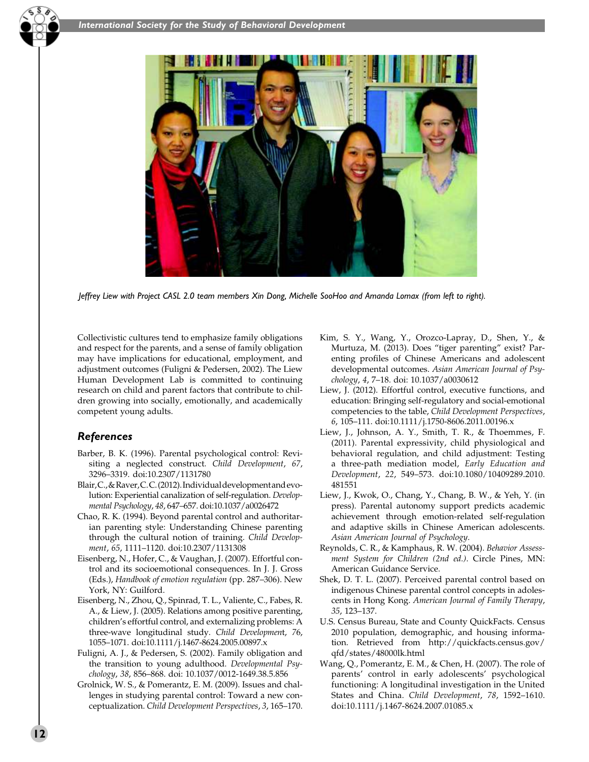*Jeffrey Liew with Project CASL 2.0 team members Xin Dong, Michelle SooHoo and Amanda Lomax (from left to right).*

Collectivistic cultures tend to emphasize family obligations and respect for the parents, and a sense of family obligation may have implications for educational, employment, and adjustment outcomes (Fuligni & Pedersen, 2002). The Liew Human Development Lab is committed to continuing research on child and parent factors that contribute to children growing into socially, emotionally, and academically competent young adults.

## References

Barber, B. K. (1996). Parental psychological control: Revisiting a neglected construct. *Child Development*, *67*, 3296–3319. doi:10.2307/1131780

Blair, C., & Raver, C. C. (2012). Individual development and evolution: Experiential canalization of self-regulation. *Developmental Psychology*, *48*, 647–657. doi:10.1037/a0026472

Chao, R. K. (1994). Beyond parental control and authoritarian parenting style: Understanding Chinese parenting through the cultural notion of training. *Child Development*, *65*, 1111–1120. doi:10.2307/1131308

Eisenberg, N., Hofer, C., & Vaughan, J. (2007). Effortful control and its socioemotional consequences. In J. J. Gross (Eds.), *Handbook of emotion regulation* (pp. 287–306). New York, NY: Guilford.

Eisenberg, N., Zhou, Q., Spinrad, T. L., Valiente, C., Fabes, R. A., & Liew, J. (2005). Relations among positive parenting, children's effortful control, and externalizing problems: A three-wave longitudinal study. *Child Development*, *76*, 1055–1071. doi:10.1111/j.1467-8624.2005.00897.x

Fuligni, A. J., & Pedersen, S. (2002). Family obligation and the transition to young adulthood. *Developmental Psychology*, *38*, 856–868. doi: 10.1037/0012-1649.38.5.856

Grolnick, W. S., & Pomerantz, E. M. (2009). Issues and challenges in studying parental control: Toward a new conceptualization. *Child Development Perspectives*, *3*, 165–170.

Kim, S. Y., Wang, Y., Orozco-Lapray, D., Shen, Y., & Murtuza, M. (2013). Does "tiger parenting" exist? Parenting profiles of Chinese Americans and adolescent developmental outcomes. *Asian American Journal of Psychology*, *4*, 7–18. doi: 10.1037/a0030612

Liew, J. (2012). Effortful control, executive functions, and education: Bringing self-regulatory and social-emotional competencies to the table, *Child Development Perspectives*, *6*, 105–111. doi:10.1111/j.1750-8606.2011.00196.x

Liew, J., Johnson, A. Y., Smith, T. R., & Thoemmes, F. (2011). Parental expressivity, child physiological and behavioral regulation, and child adjustment: Testing a three-path mediation model, *Early Education and Development*, *22*, 549–573. doi:10.1080/10409289.2010.481551

Liew, J., Kwok, O., Chang, Y., Chang, B. W., & Yeh, Y. (in press). Parental autonomy support predicts academic achievement through emotion-related self-regulation and adaptive skills in Chinese American adolescents. *Asian American Journal of Psychology*.

Reynolds, C. R., & Kamphaus, R. W. (2004). *Behavior Assessment System for Children (2nd ed.)*. Circle Pines, MN: American Guidance Service.

Shek, D. T. L. (2007). Perceived parental control based on indigenous Chinese parental control concepts in adolescents in Hong Kong. *American Journal of Family Therapy*, *35*, 123–137.

U.S. Census Bureau, State and County QuickFacts. Census 2010 population, demographic, and housing information. Retrieved from http://quickfacts.census.gov/qfd/states/48000lk.html

Wang, Q., Pomerantz, E. M., & Chen, H. (2007). The role of parents' control in early adolescents' psychological functioning: A longitudinal investigation in the United States and China. *Child Development*, *78*, 1592–1610. doi:10.1111/j.1467-8624.2007.01085.x